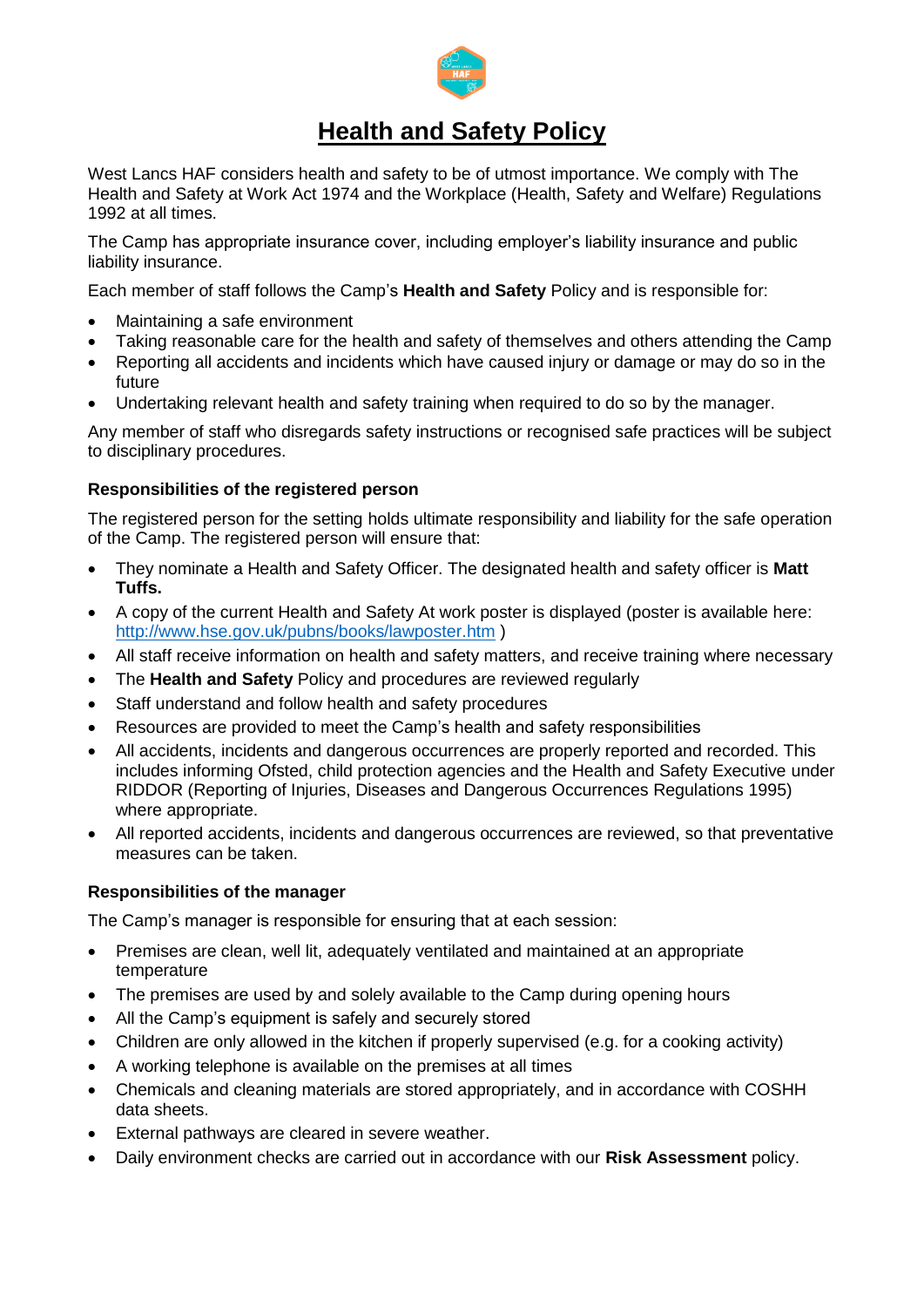# Health and Safety Policy

West Lancs HAF considers health and safety to be of utmost importance. We comply with The Health and Safety at Work Act 1974 and the Workplace (Health, Safety and Welfare) Regulations 1992 at all times.

The Camp has appropriate insurance cover, including employer's liability insurance and public liability insurance.

Each member of staff follows the Camp's **Health and Safety** Policy and is responsible for:

- Maintaining a safe environment
- Taking reasonable care for the health and safety of themselves and others attending the Camp
- Reporting all accidents and incidents which have caused injury or damage or may do so in the future
- Undertaking relevant health and safety training when required to do so by the manager.

Any member of staff who disregards safety instructions or recognised safe practices will be subject to disciplinary procedures.

### Responsibilities of the registered person

The registered person for the setting holds ultimate responsibility and liability for the safe operation of the Camp. The registered person will ensure that:

- They nominate a Health and Safety Officer. The designated health and safety officer is **Matt Tuffs.**
- A copy of the current Health and Safety At work poster is displayed (poster is available here: http://www.hse.gov.uk/pubns/books/lawposter.htm )
- All staff receive information on health and safety matters, and receive training where necessary
- The **Health and Safety** Policy and procedures are reviewed regularly
- Staff understand and follow health and safety procedures
- Resources are provided to meet the Camp's health and safety responsibilities
- All accidents, incidents and dangerous occurrences are properly reported and recorded. This includes informing Ofsted, child protection agencies and the Health and Safety Executive under RIDDOR (Reporting of Injuries, Diseases and Dangerous Occurrences Regulations 1995) where appropriate.
- All reported accidents, incidents and dangerous occurrences are reviewed, so that preventative measures can be taken.

### Responsibilities of the manager

The Camp's manager is responsible for ensuring that at each session:

- Premises are clean, well lit, adequately ventilated and maintained at an appropriate temperature
- The premises are used by and solely available to the Camp during opening hours
- All the Camp's equipment is safely and securely stored
- Children are only allowed in the kitchen if properly supervised (e.g. for a cooking activity)
- A working telephone is available on the premises at all times
- Chemicals and cleaning materials are stored appropriately, and in accordance with COSHH data sheets.
- External pathways are cleared in severe weather.
- Daily environment checks are carried out in accordance with our **Risk Assessment** policy.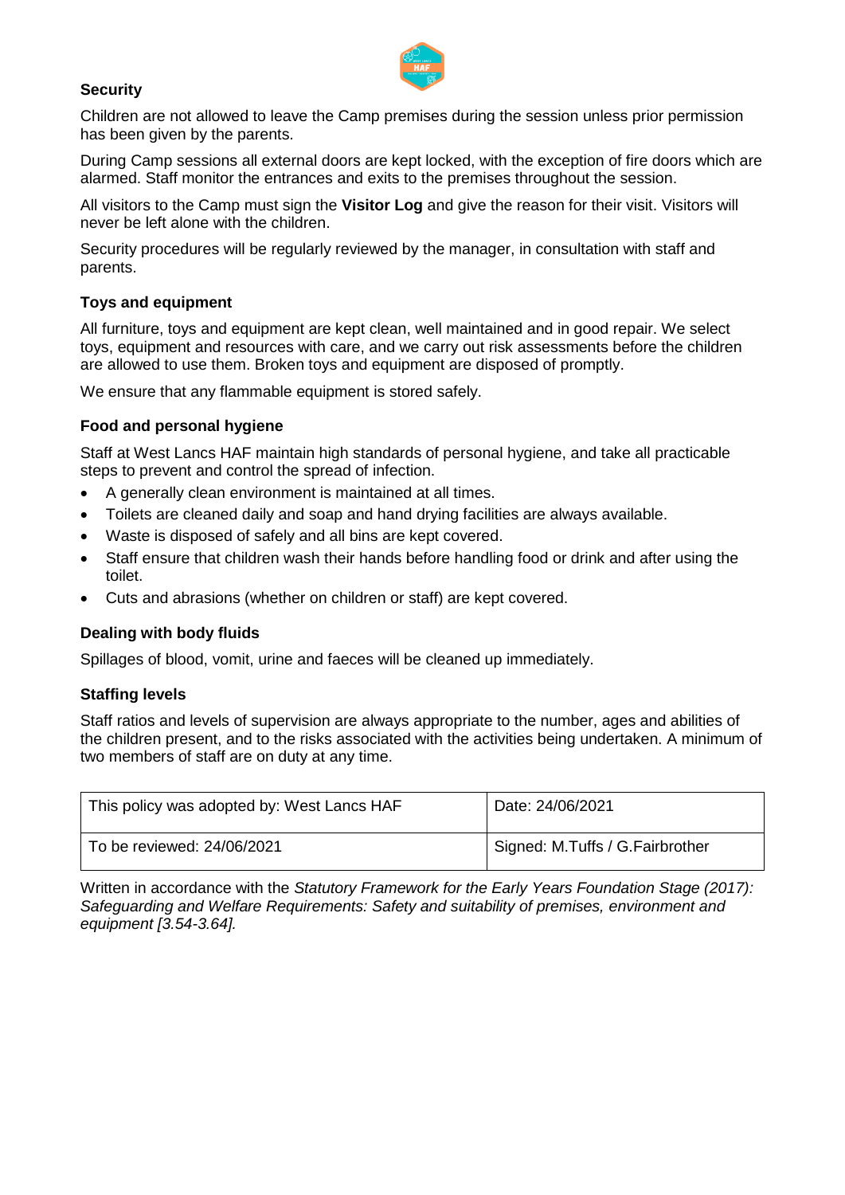**Security**

Children are not allowed to leave the Camp premises during the session unless prior permission has been given by the parents.

During Camp sessions all external doors are kept locked, with the exception of fire doors which are alarmed. Staff monitor the entrances and exits to the premises throughout the session.

All visitors to the Camp must sign the **Visitor Log** and give the reason for their visit. Visitors will never be left alone with the children.

Security procedures will be regularly reviewed by the manager, in consultation with staff and parents.

**Toys and equipment**

All furniture, toys and equipment are kept clean, well maintained and in good repair. We select toys, equipment and resources with care, and we carry out risk assessments before the children are allowed to use them. Broken toys and equipment are disposed of promptly.

We ensure that any flammable equipment is stored safely.

**Food and personal hygiene**

Staff at West Lancs HAF maintain high standards of personal hygiene, and take all practicable steps to prevent and control the spread of infection.

- A generally clean environment is maintained at all times.
- Toilets are cleaned daily and soap and hand drying facilities are always available.
- Waste is disposed of safely and all bins are kept covered.
- Staff ensure that children wash their hands before handling food or drink and after using the toilet.
- Cuts and abrasions (whether on children or staff) are kept covered.

**Dealing with body fluids**

Spillages of blood, vomit, urine and faeces will be cleaned up immediately.

**Staffing levels**

Staff ratios and levels of supervision are always appropriate to the number, ages and abilities of the children present, and to the risks associated with the activities being undertaken. A minimum of two members of staff are on duty at any time.

| | |
|---|---|
| This policy was adopted by: West Lancs HAF | Date: 24/06/2021 |
| To be reviewed: 24/06/2021 | Signed: M.Tuffs / G.Fairbrother |

Written in accordance with the *Statutory Framework for the Early Years Foundation Stage (2017): Safeguarding and Welfare Requirements: Safety and suitability of premises, environment and equipment [3.54-3.64].*